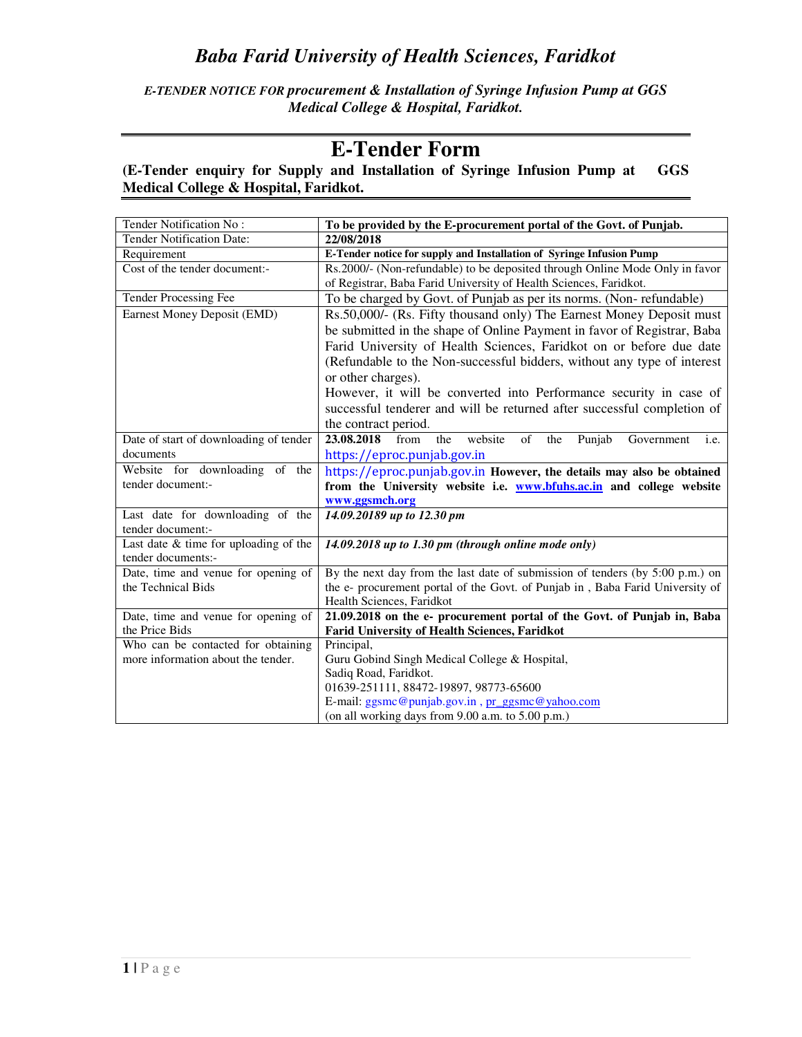# *Baba Farid University of Health Sciences, Faridkot*

***E-TENDER NOTICE FOR procurement & Installation of Syringe Infusion Pump at GGS Medical College & Hospital, Faridkot.***

# E-Tender Form

**(E-Tender enquiry for Supply and Installation of Syringe Infusion Pump at GGS Medical College & Hospital, Faridkot.**

| | |
|---|---|
| Tender Notification No : | **To be provided by the E-procurement portal of the Govt. of Punjab.** |
| Tender Notification Date: | **22/08/2018** |
| Requirement | **E-Tender notice for supply and Installation of Syringe Infusion Pump** |
| Cost of the tender document:- | Rs.2000/- (Non-refundable) to be deposited through Online Mode Only in favor of Registrar, Baba Farid University of Health Sciences, Faridkot. |
| Tender Processing Fee | To be charged by Govt. of Punjab as per its norms. (Non- refundable) |
| Earnest Money Deposit (EMD) | Rs.50,000/- (Rs. Fifty thousand only) The Earnest Money Deposit must be submitted in the shape of Online Payment in favor of Registrar, Baba Farid University of Health Sciences, Faridkot on or before due date (Refundable to the Non-successful bidders, without any type of interest or other charges).<br>However, it will be converted into Performance security in case of successful tenderer and will be returned after successful completion of the contract period. |
| Date of start of downloading of tender documents | **23.08.2018** from the website of the Punjab Government i.e. https://eproc.punjab.gov.in |
| Website for downloading of the tender document:- | https://eproc.punjab.gov.in **However, the details may also be obtained from the University website i.e. www.bfuhs.ac.in and college website www.ggsmch.org** |
| Last date for downloading of the tender document:- | ***14.09.20189 up to 12.30 pm*** |
| Last date & time for uploading of the tender documents:- | ***14.09.2018 up to 1.30 pm (through online mode only)*** |
| Date, time and venue for opening of the Technical Bids | By the next day from the last date of submission of tenders (by 5:00 p.m.) on the e- procurement portal of the Govt. of Punjab in , Baba Farid University of Health Sciences, Faridkot |
| Date, time and venue for opening of the Price Bids | **21.09.2018 on the e- procurement portal of the Govt. of Punjab in, Baba Farid University of Health Sciences, Faridkot** |
| Who can be contacted for obtaining more information about the tender. | Principal,<br>Guru Gobind Singh Medical College & Hospital,<br>Sadiq Road, Faridkot.<br>01639-251111, 88472-19897, 98773-65600<br>E-mail: ggsmc@punjab.gov.in , pr_ggsmc@yahoo.com<br>(on all working days from 9.00 a.m. to 5.00 p.m.) |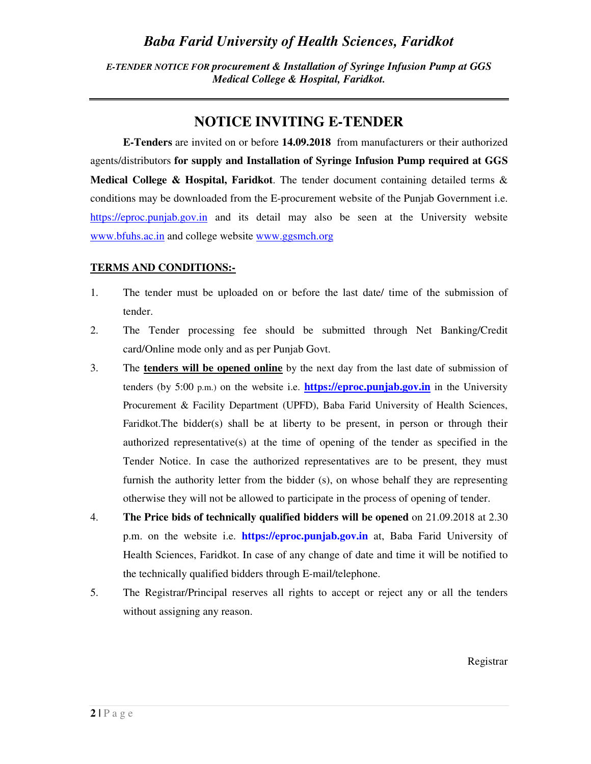# *Baba Farid University of Health Sciences, Faridkot*

***E-TENDER NOTICE FOR procurement & Installation of Syringe Infusion Pump at GGS Medical College & Hospital, Faridkot.***

---

## NOTICE INVITING E-TENDER

**E-Tenders** are invited on or before **14.09.2018** from manufacturers or their authorized agents/distributors **for supply and Installation of Syringe Infusion Pump required at GGS Medical College & Hospital, Faridkot**. The tender document containing detailed terms & conditions may be downloaded from the E-procurement website of the Punjab Government i.e. https://eproc.punjab.gov.in and its detail may also be seen at the University website www.bfuhs.ac.in and college website www.ggsmch.org

**TERMS AND CONDITIONS:-**

1. The tender must be uploaded on or before the last date/ time of the submission of tender.
2. The Tender processing fee should be submitted through Net Banking/Credit card/Online mode only and as per Punjab Govt.
3. The **tenders will be opened online** by the next day from the last date of submission of tenders (by 5:00 p.m.) on the website i.e. **https://eproc.punjab.gov.in** in the University Procurement & Facility Department (UPFD), Baba Farid University of Health Sciences, Faridkot.The bidder(s) shall be at liberty to be present, in person or through their authorized representative(s) at the time of opening of the tender as specified in the Tender Notice. In case the authorized representatives are to be present, they must furnish the authority letter from the bidder (s), on whose behalf they are representing otherwise they will not be allowed to participate in the process of opening of tender.
4. **The Price bids of technically qualified bidders will be opened** on 21.09.2018 at 2.30 p.m. on the website i.e. **https://eproc.punjab.gov.in** at, Baba Farid University of Health Sciences, Faridkot. In case of any change of date and time it will be notified to the technically qualified bidders through E-mail/telephone.
5. The Registrar/Principal reserves all rights to accept or reject any or all the tenders without assigning any reason.

Registrar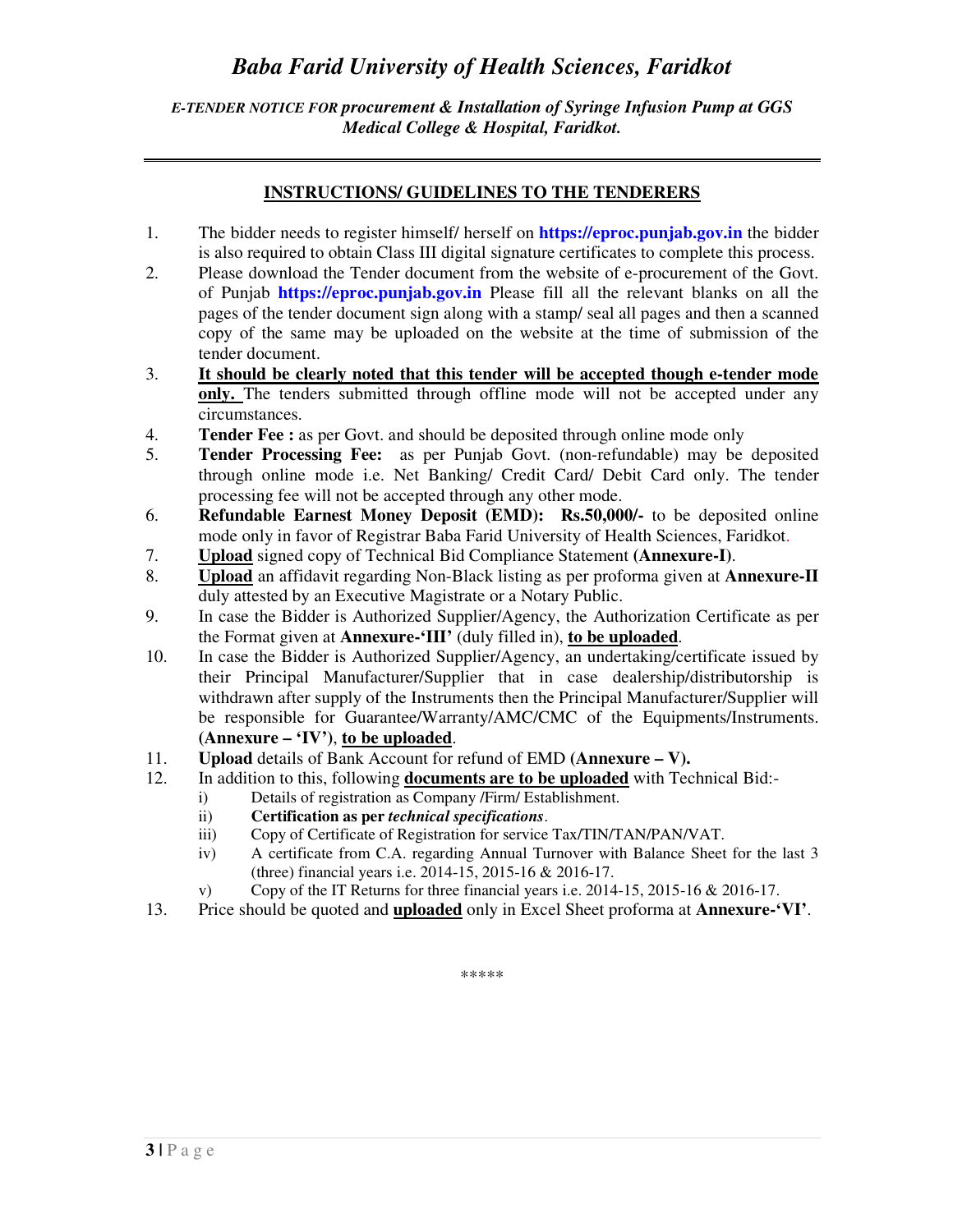# *Baba Farid University of Health Sciences, Faridkot*

***E-TENDER NOTICE FOR procurement & Installation of Syringe Infusion Pump at GGS Medical College & Hospital, Faridkot.***

---

## INSTRUCTIONS/ GUIDELINES TO THE TENDERERS

1. The bidder needs to register himself/ herself on **https://eproc.punjab.gov.in** the bidder is also required to obtain Class III digital signature certificates to complete this process.
2. Please download the Tender document from the website of e-procurement of the Govt. of Punjab **https://eproc.punjab.gov.in** Please fill all the relevant blanks on all the pages of the tender document sign along with a stamp/ seal all pages and then a scanned copy of the same may be uploaded on the website at the time of submission of the tender document.
3. **It should be clearly noted that this tender will be accepted though e-tender mode only.** The tenders submitted through offline mode will not be accepted under any circumstances.
4. **Tender Fee :** as per Govt. and should be deposited through online mode only
5. **Tender Processing Fee:** as per Punjab Govt. (non-refundable) may be deposited through online mode i.e. Net Banking/ Credit Card/ Debit Card only. The tender processing fee will not be accepted through any other mode.
6. **Refundable Earnest Money Deposit (EMD): Rs.50,000/-** to be deposited online mode only in favor of Registrar Baba Farid University of Health Sciences, Faridkot.
7. **Upload** signed copy of Technical Bid Compliance Statement **(Annexure-I)**.
8. **Upload** an affidavit regarding Non-Black listing as per proforma given at **Annexure-II** duly attested by an Executive Magistrate or a Notary Public.
9. In case the Bidder is Authorized Supplier/Agency, the Authorization Certificate as per the Format given at **Annexure-'III'** (duly filled in), **to be uploaded**.
10. In case the Bidder is Authorized Supplier/Agency, an undertaking/certificate issued by their Principal Manufacturer/Supplier that in case dealership/distributorship is withdrawn after supply of the Instruments then the Principal Manufacturer/Supplier will be responsible for Guarantee/Warranty/AMC/CMC of the Equipments/Instruments. **(Annexure – 'IV')**, **to be uploaded**.
11. **Upload** details of Bank Account for refund of EMD **(Annexure – V).**
12. In addition to this, following **documents are to be uploaded** with Technical Bid:-
    - i) Details of registration as Company /Firm/ Establishment.
    - ii) **Certification as per *technical specifications***.
    - iii) Copy of Certificate of Registration for service Tax/TIN/TAN/PAN/VAT.
    - iv) A certificate from C.A. regarding Annual Turnover with Balance Sheet for the last 3 (three) financial years i.e. 2014-15, 2015-16 & 2016-17.
    - v) Copy of the IT Returns for three financial years i.e. 2014-15, 2015-16 & 2016-17.
13. Price should be quoted and **uploaded** only in Excel Sheet proforma at **Annexure-'VI'**.

*****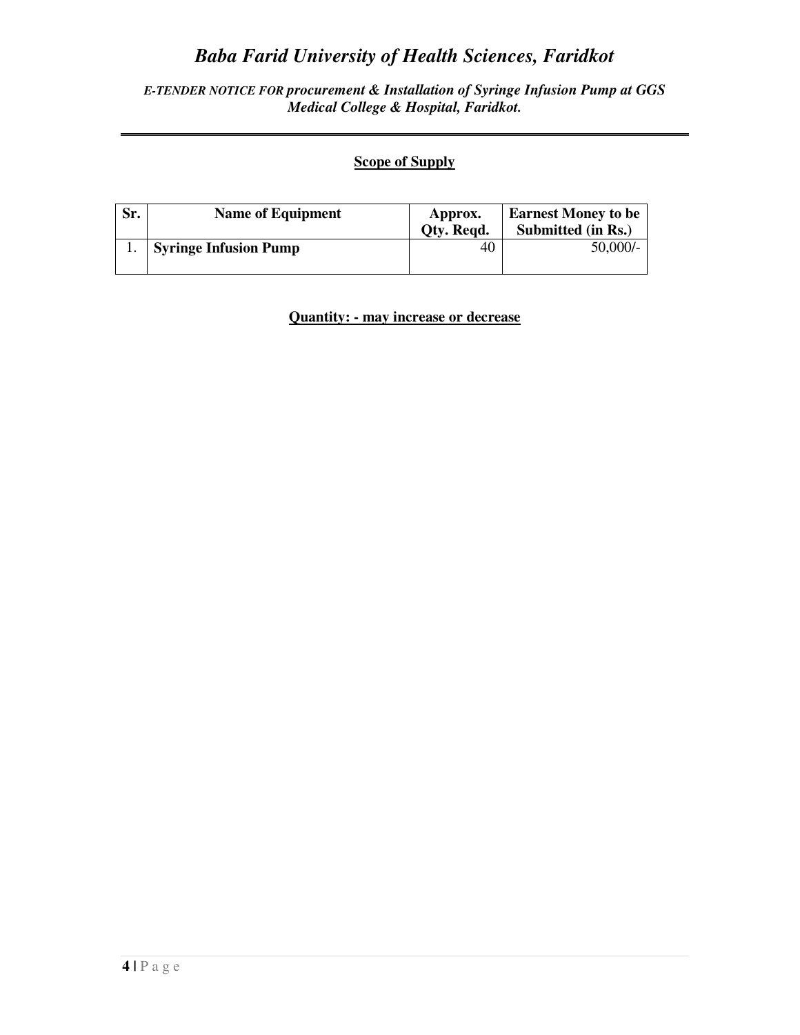## Scope of Supply

| Sr. | Name of Equipment | Approx. Qty. Reqd. | Earnest Money to be Submitted (in Rs.) |
|---|---|---|---|
| 1. | **Syringe Infusion Pump** | 40 | 50,000/- |

**Quantity: - may increase or decrease**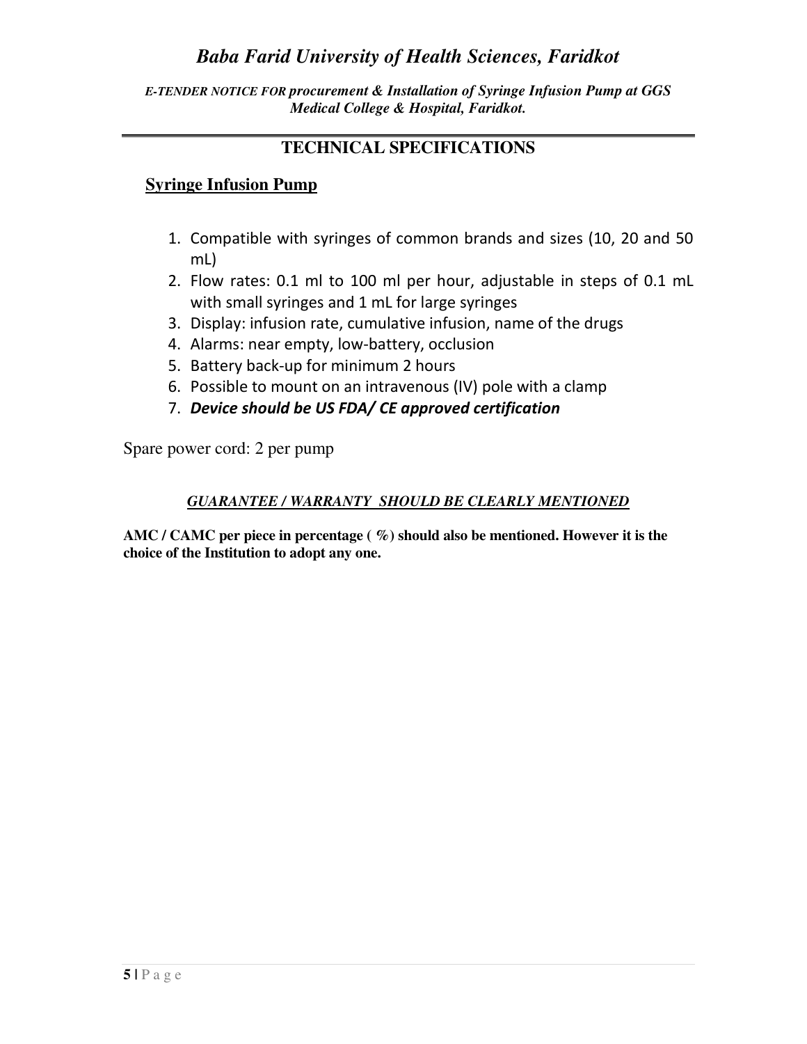# *Baba Farid University of Health Sciences, Faridkot*

***E-TENDER NOTICE FOR procurement & Installation of Syringe Infusion Pump at GGS Medical College & Hospital, Faridkot.***

## TECHNICAL SPECIFICATIONS

### Syringe Infusion Pump

1. Compatible with syringes of common brands and sizes (10, 20 and 50 mL)
2. Flow rates: 0.1 ml to 100 ml per hour, adjustable in steps of 0.1 mL with small syringes and 1 mL for large syringes
3. Display: infusion rate, cumulative infusion, name of the drugs
4. Alarms: near empty, low-battery, occlusion
5. Battery back-up for minimum 2 hours
6. Possible to mount on an intravenous (IV) pole with a clamp
7. ***Device should be US FDA/ CE approved certification***

Spare power cord: 2 per pump

***GUARANTEE / WARRANTY SHOULD BE CLEARLY MENTIONED***

**AMC / CAMC per piece in percentage ( %) should also be mentioned. However it is the choice of the Institution to adopt any one.**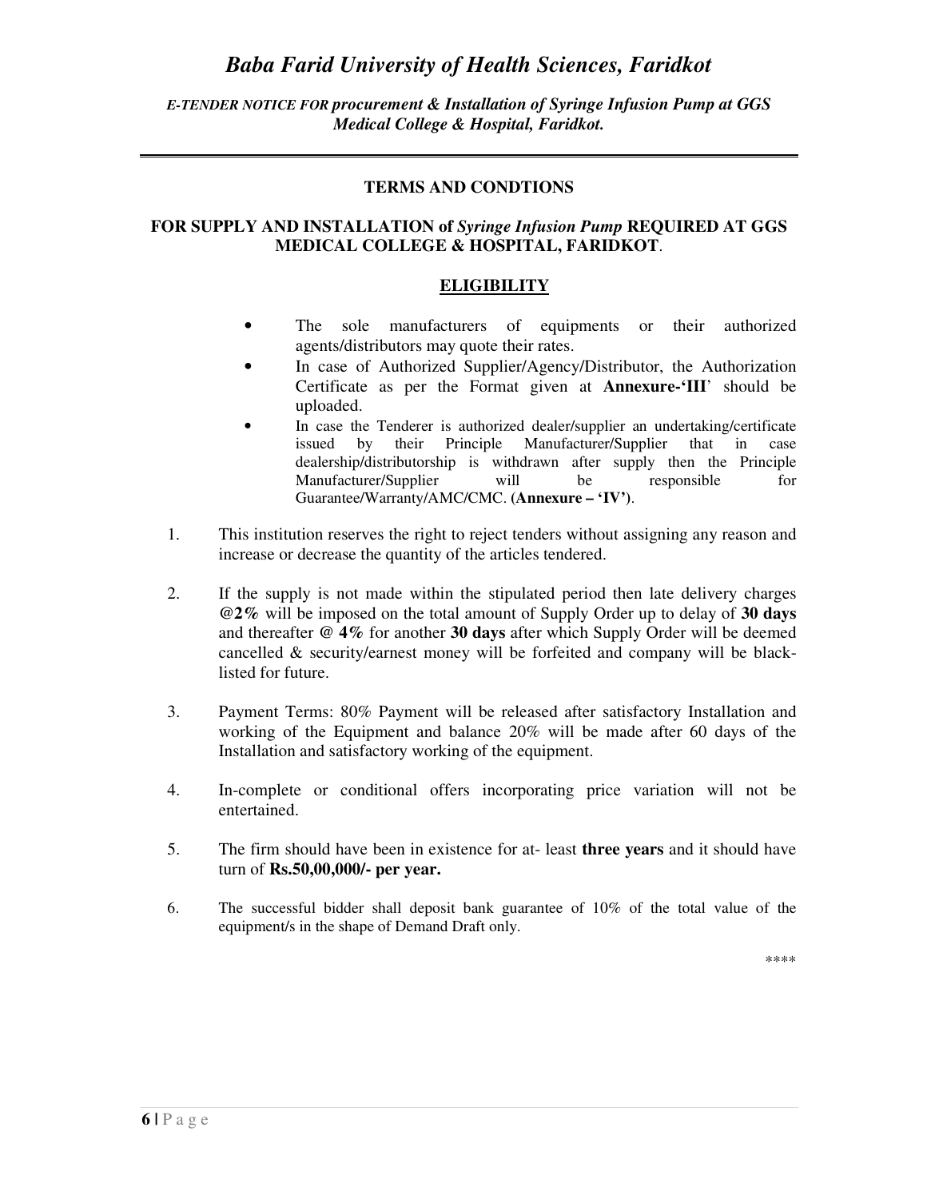# *Baba Farid University of Health Sciences, Faridkot*

***E-TENDER NOTICE FOR procurement & Installation of Syringe Infusion Pump at GGS Medical College & Hospital, Faridkot.***

---

## TERMS AND CONDTIONS

### FOR SUPPLY AND INSTALLATION of *Syringe Infusion Pump* REQUIRED AT GGS MEDICAL COLLEGE & HOSPITAL, FARIDKOT.

### ELIGIBILITY

- The sole manufacturers of equipments or their authorized agents/distributors may quote their rates.
- In case of Authorized Supplier/Agency/Distributor, the Authorization Certificate as per the Format given at **Annexure-'III**' should be uploaded.
- In case the Tenderer is authorized dealer/supplier an undertaking/certificate issued by their Principle Manufacturer/Supplier that in case dealership/distributorship is withdrawn after supply then the Principle Manufacturer/Supplier will be responsible for Guarantee/Warranty/AMC/CMC. (**Annexure – 'IV'**).

1. This institution reserves the right to reject tenders without assigning any reason and increase or decrease the quantity of the articles tendered.

2. If the supply is not made within the stipulated period then late delivery charges **@2%** will be imposed on the total amount of Supply Order up to delay of **30 days** and thereafter **@ 4%** for another **30 days** after which Supply Order will be deemed cancelled & security/earnest money will be forfeited and company will be black-listed for future.

3. Payment Terms: 80% Payment will be released after satisfactory Installation and working of the Equipment and balance 20% will be made after 60 days of the Installation and satisfactory working of the equipment.

4. In-complete or conditional offers incorporating price variation will not be entertained.

5. The firm should have been in existence for at- least **three years** and it should have turn of **Rs.50,00,000/- per year.**

6. The successful bidder shall deposit bank guarantee of 10% of the total value of the equipment/s in the shape of Demand Draft only.

****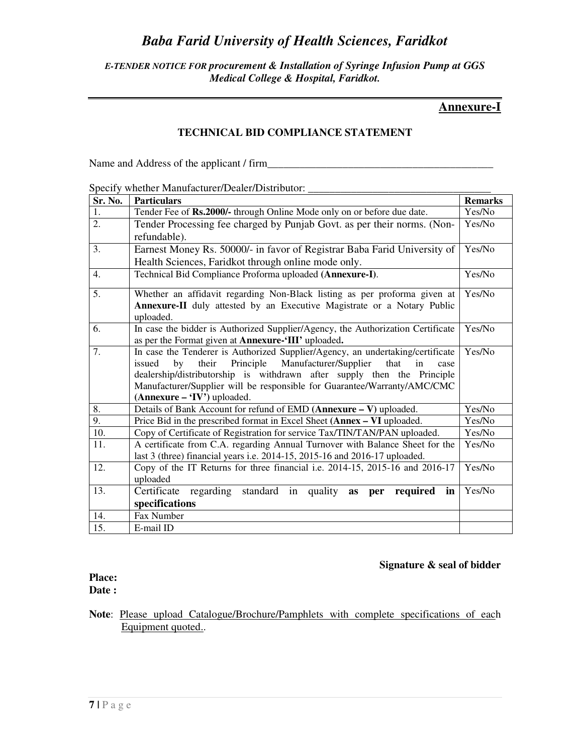# *Baba Farid University of Health Sciences, Faridkot*

***E-TENDER NOTICE FOR procurement & Installation of Syringe Infusion Pump at GGS Medical College & Hospital, Faridkot.***

## Annexure-I

### TECHNICAL BID COMPLIANCE STATEMENT

Name and Address of the applicant / firm__________________________________________

Specify whether Manufacturer/Dealer/Distributor: ___________________________________

| Sr. No. | Particulars | Remarks |
|---|---|---|
| 1. | Tender Fee of **Rs.2000/-** through Online Mode only on or before due date. | Yes/No |
| 2. | Tender Processing fee charged by Punjab Govt. as per their norms. (Non-refundable). | Yes/No |
| 3. | Earnest Money Rs. 50000/- in favor of Registrar Baba Farid University of Health Sciences, Faridkot through online mode only. | Yes/No |
| 4. | Technical Bid Compliance Proforma uploaded **(Annexure-I)**. | Yes/No |
| 5. | Whether an affidavit regarding Non-Black listing as per proforma given at **Annexure-II** duly attested by an Executive Magistrate or a Notary Public uploaded. | Yes/No |
| 6. | In case the bidder is Authorized Supplier/Agency, the Authorization Certificate as per the Format given at **Annexure-'III'** uploaded**.** | Yes/No |
| 7. | In case the Tenderer is Authorized Supplier/Agency, an undertaking/certificate issued by their Principle Manufacturer/Supplier that in case dealership/distributorship is withdrawn after supply then the Principle Manufacturer/Supplier will be responsible for Guarantee/Warranty/AMC/CMC **(Annexure – 'IV')** uploaded. | Yes/No |
| 8. | Details of Bank Account for refund of EMD **(Annexure – V)** uploaded. | Yes/No |
| 9. | Price Bid in the prescribed format in Excel Sheet **(Annex – VI** uploaded. | Yes/No |
| 10. | Copy of Certificate of Registration for service Tax/TIN/TAN/PAN uploaded. | Yes/No |
| 11. | A certificate from C.A. regarding Annual Turnover with Balance Sheet for the last 3 (three) financial years i.e. 2014-15, 2015-16 and 2016-17 uploaded. | Yes/No |
| 12. | Copy of the IT Returns for three financial i.e. 2014-15, 2015-16 and 2016-17 uploaded | Yes/No |
| 13. | Certificate regarding standard in quality **as per required in specifications** | Yes/No |
| 14. | Fax Number | |
| 15. | E-mail ID | |

**Signature & seal of bidder**

**Place:**
**Date :**

**Note**: Please upload Catalogue/Brochure/Pamphlets with complete specifications of each Equipment quoted..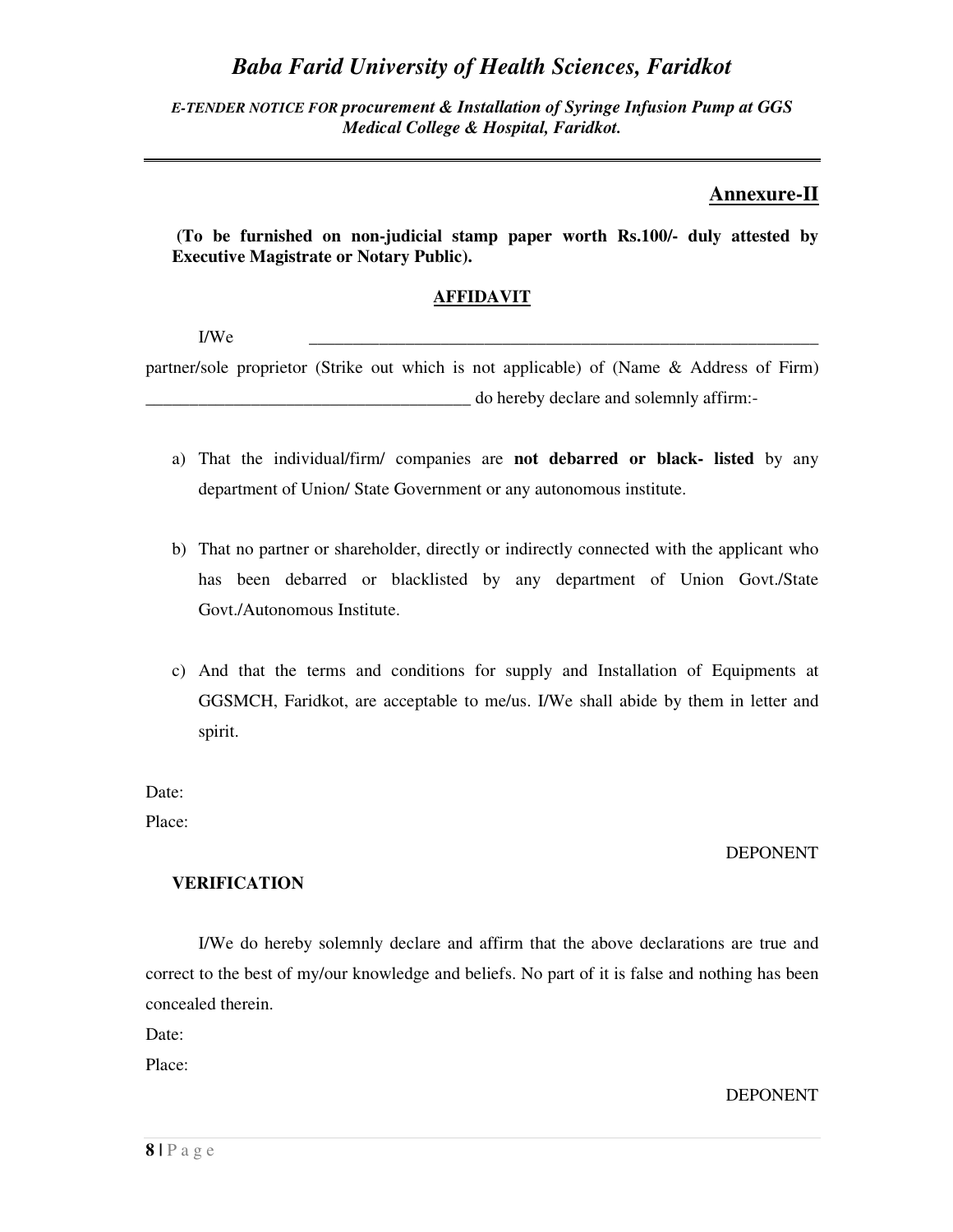## Annexure-II

**(To be furnished on non-judicial stamp paper worth Rs.100/- duly attested by Executive Magistrate or Notary Public).**

### AFFIDAVIT

I/We \_\_\_\_\_\_\_\_\_\_\_\_\_\_\_\_\_\_\_\_\_\_\_\_\_\_\_\_\_\_\_\_\_\_\_\_\_\_\_\_\_\_\_\_\_\_\_\_\_\_\_\_\_\_\_\_\_\_\_\_ partner/sole proprietor (Strike out which is not applicable) of (Name & Address of Firm) \_\_\_\_\_\_\_\_\_\_\_\_\_\_\_\_\_\_\_\_\_\_\_\_\_\_\_\_\_\_\_\_\_\_\_\_\_\_ do hereby declare and solemnly affirm:-

a) That the individual/firm/ companies are **not debarred or black- listed** by any department of Union/ State Government or any autonomous institute.

b) That no partner or shareholder, directly or indirectly connected with the applicant who has been debarred or blacklisted by any department of Union Govt./State Govt./Autonomous Institute.

c) And that the terms and conditions for supply and Installation of Equipments at GGSMCH, Faridkot, are acceptable to me/us. I/We shall abide by them in letter and spirit.

Date:

Place:

DEPONENT

**VERIFICATION**

I/We do hereby solemnly declare and affirm that the above declarations are true and correct to the best of my/our knowledge and beliefs. No part of it is false and nothing has been concealed therein.

Date:

Place:

DEPONENT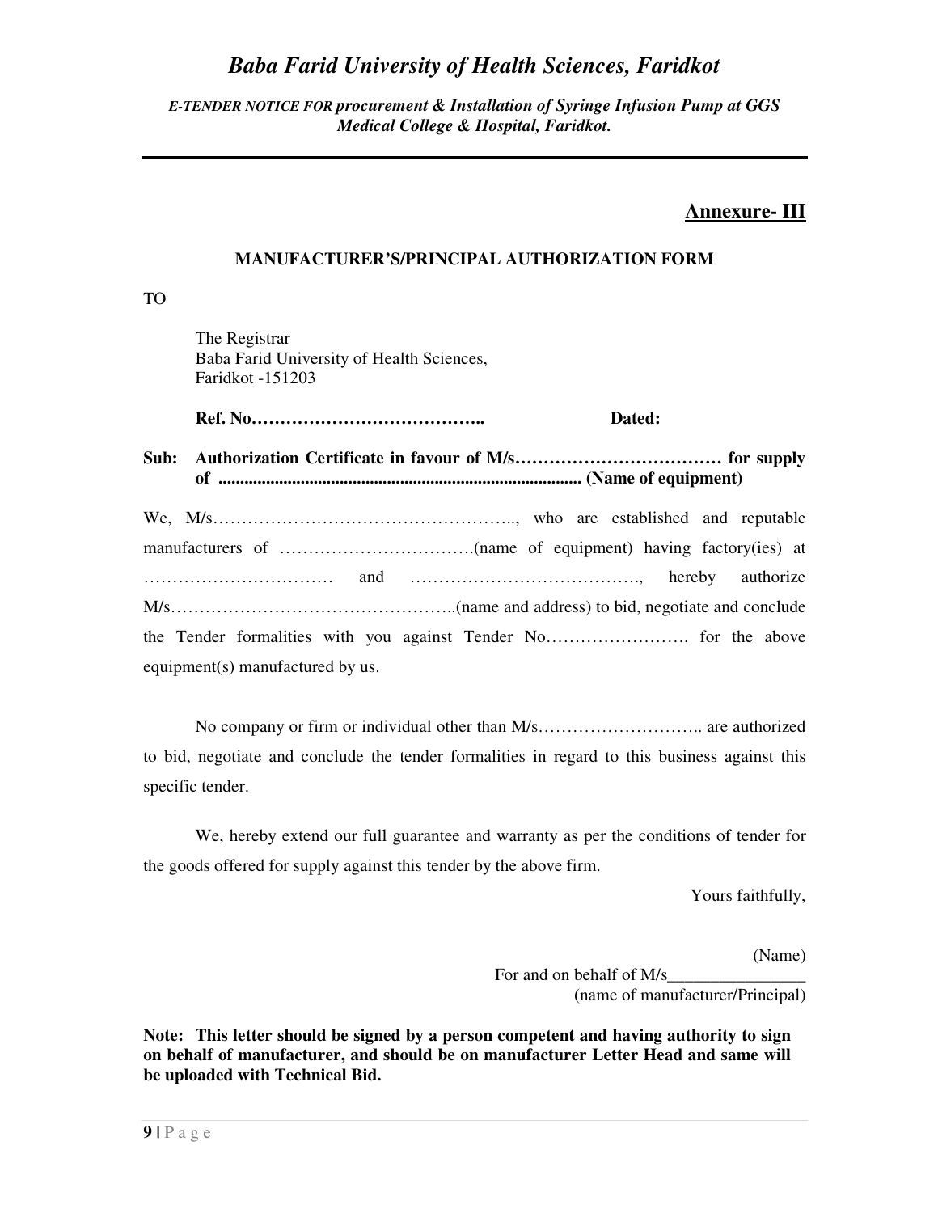**Annexure- III**

**MANUFACTURER'S/PRINCIPAL AUTHORIZATION FORM**

TO

The Registrar
Baba Farid University of Health Sciences,
Faridkot -151203

**Ref. No…………………………………..** **Dated:**

**Sub: Authorization Certificate in favour of M/s……………………………… for supply of ................................................................................... (Name of equipment)**

We, M/s…………………………………………….., who are established and reputable manufacturers of …………………………….(name of equipment) having factory(ies) at …………………………… and …………………………………., hereby authorize M/s…………………………………………..(name and address) to bid, negotiate and conclude the Tender formalities with you against Tender No……………………. for the above equipment(s) manufactured by us.

No company or firm or individual other than M/s……………………….. are authorized to bid, negotiate and conclude the tender formalities in regard to this business against this specific tender.

We, hereby extend our full guarantee and warranty as per the conditions of tender for the goods offered for supply against this tender by the above firm.

Yours faithfully,

(Name)
For and on behalf of M/s________________
(name of manufacturer/Principal)

**Note: This letter should be signed by a person competent and having authority to sign on behalf of manufacturer, and should be on manufacturer Letter Head and same will be uploaded with Technical Bid.**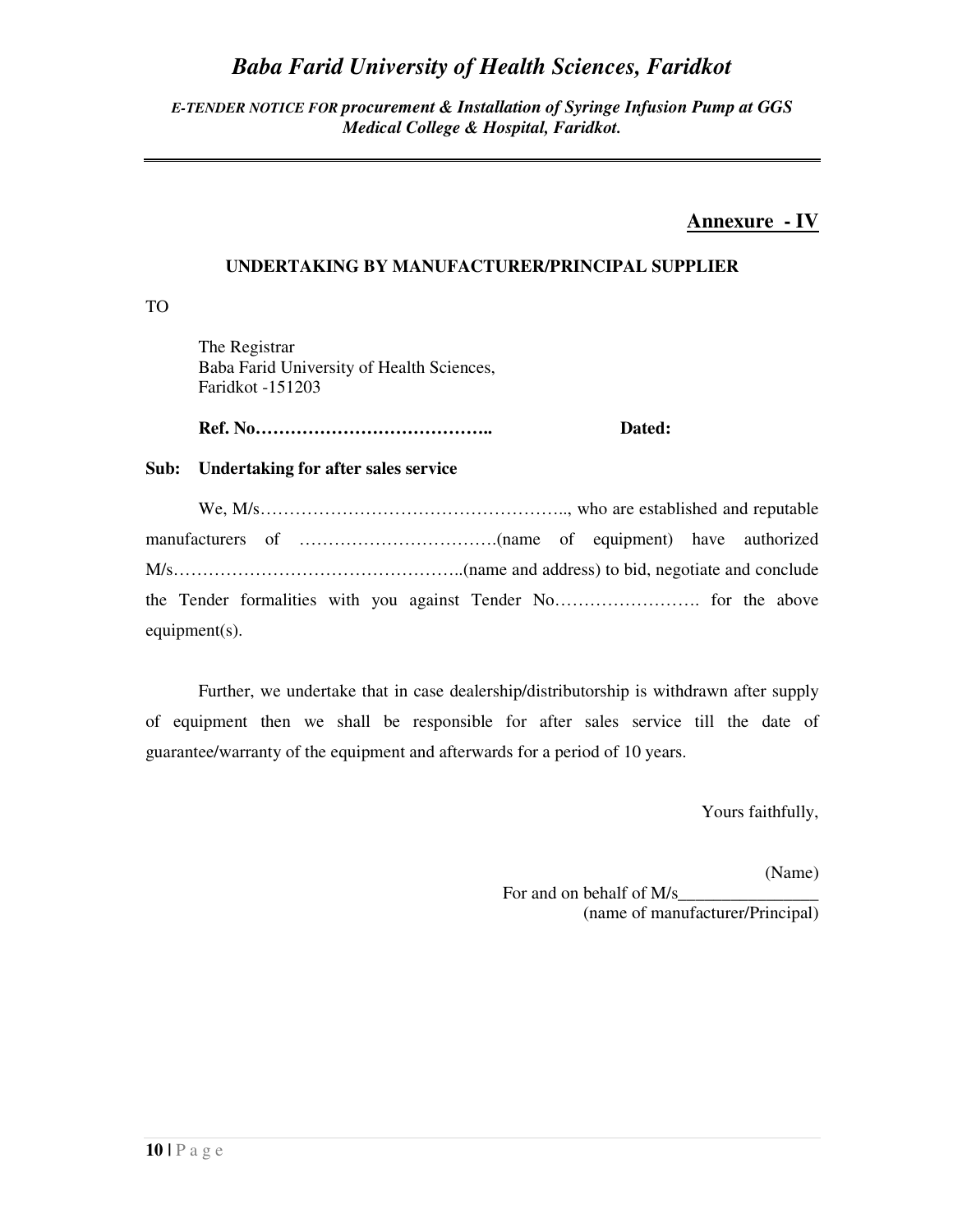## Annexure - IV

### UNDERTAKING BY MANUFACTURER/PRINCIPAL SUPPLIER

TO

The Registrar
Baba Farid University of Health Sciences,
Faridkot -151203

**Ref. No…………………………………..** **Dated:**

**Sub: Undertaking for after sales service**

We, M/s…………………………………………….., who are established and reputable manufacturers of …………………………….(name of equipment) have authorized M/s…………………………………………..(name and address) to bid, negotiate and conclude the Tender formalities with you against Tender No……………………. for the above equipment(s).

Further, we undertake that in case dealership/distributorship is withdrawn after supply of equipment then we shall be responsible for after sales service till the date of guarantee/warranty of the equipment and afterwards for a period of 10 years.

Yours faithfully,

(Name)
For and on behalf of M/s________________
(name of manufacturer/Principal)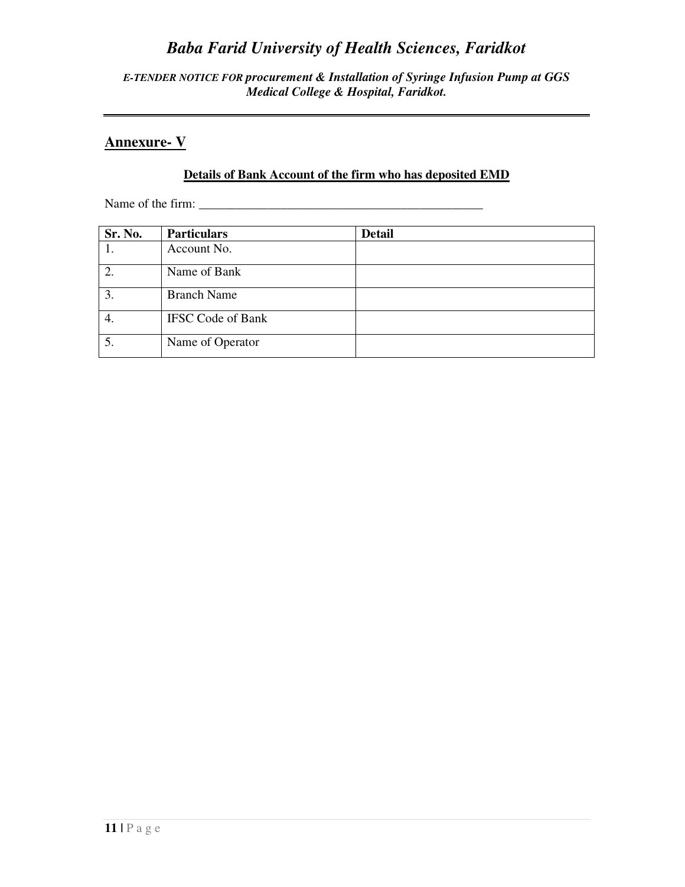## Annexure- V

**Details of Bank Account of the firm who has deposited EMD**

Name of the firm: ________________________________________________

| Sr. No. | Particulars | Detail |
|---|---|---|
| 1. | Account No. | |
| 2. | Name of Bank | |
| 3. | Branch Name | |
| 4. | IFSC Code of Bank | |
| 5. | Name of Operator | |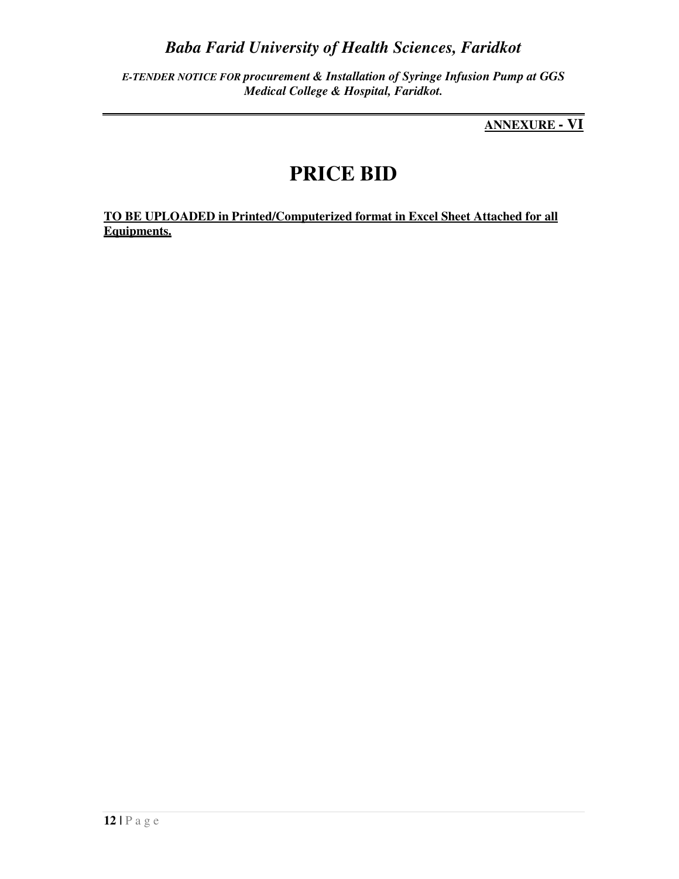**ANNEXURE - VI**

# PRICE BID

**TO BE UPLOADED in Printed/Computerized format in Excel Sheet Attached for all Equipments.**